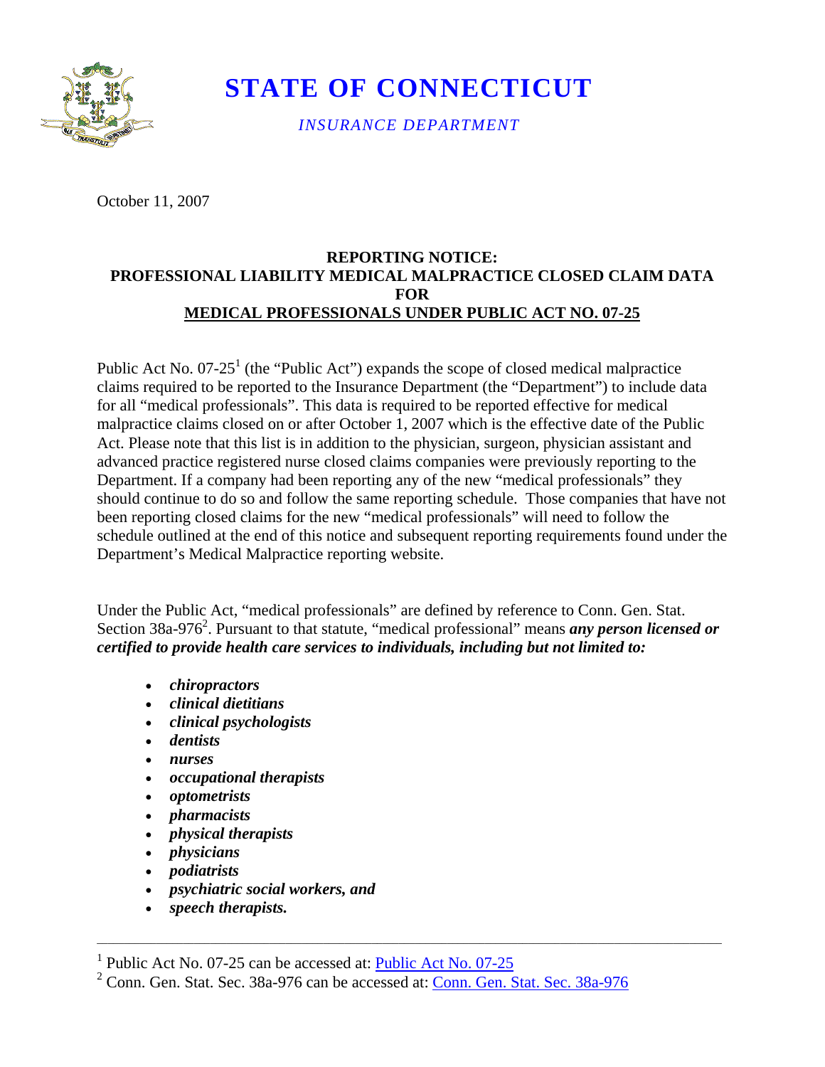# STATE OF CONNECTICUT

*INSURANCE DEPARTMENT*

October 11, 2007

## REPORTING NOTICE:
## PROFESSIONAL LIABILITY MEDICAL MALPRACTICE CLOSED CLAIM DATA FOR MEDICAL PROFESSIONALS UNDER PUBLIC ACT NO. 07-25

Public Act No. 07-25[1] (the "Public Act") expands the scope of closed medical malpractice claims required to be reported to the Insurance Department (the "Department") to include data for all "medical professionals". This data is required to be reported effective for medical malpractice claims closed on or after October 1, 2007 which is the effective date of the Public Act. Please note that this list is in addition to the physician, surgeon, physician assistant and advanced practice registered nurse closed claims companies were previously reporting to the Department. If a company had been reporting any of the new "medical professionals" they should continue to do so and follow the same reporting schedule. Those companies that have not been reporting closed claims for the new "medical professionals" will need to follow the schedule outlined at the end of this notice and subsequent reporting requirements found under the Department's Medical Malpractice reporting website.

Under the Public Act, "medical professionals" are defined by reference to Conn. Gen. Stat. Section 38a-976[2]. Pursuant to that statute, "medical professional" means ***any person licensed or certified to provide health care services to individuals, including but not limited to:***

- ***chiropractors***
- ***clinical dietitians***
- ***clinical psychologists***
- ***dentists***
- ***nurses***
- ***occupational therapists***
- ***optometrists***
- ***pharmacists***
- ***physical therapists***
- ***physicians***
- ***podiatrists***
- ***psychiatric social workers, and***
- ***speech therapists.***

---

[1] Public Act No. 07-25 can be accessed at: Public Act No. 07-25

[2] Conn. Gen. Stat. Sec. 38a-976 can be accessed at: Conn. Gen. Stat. Sec. 38a-976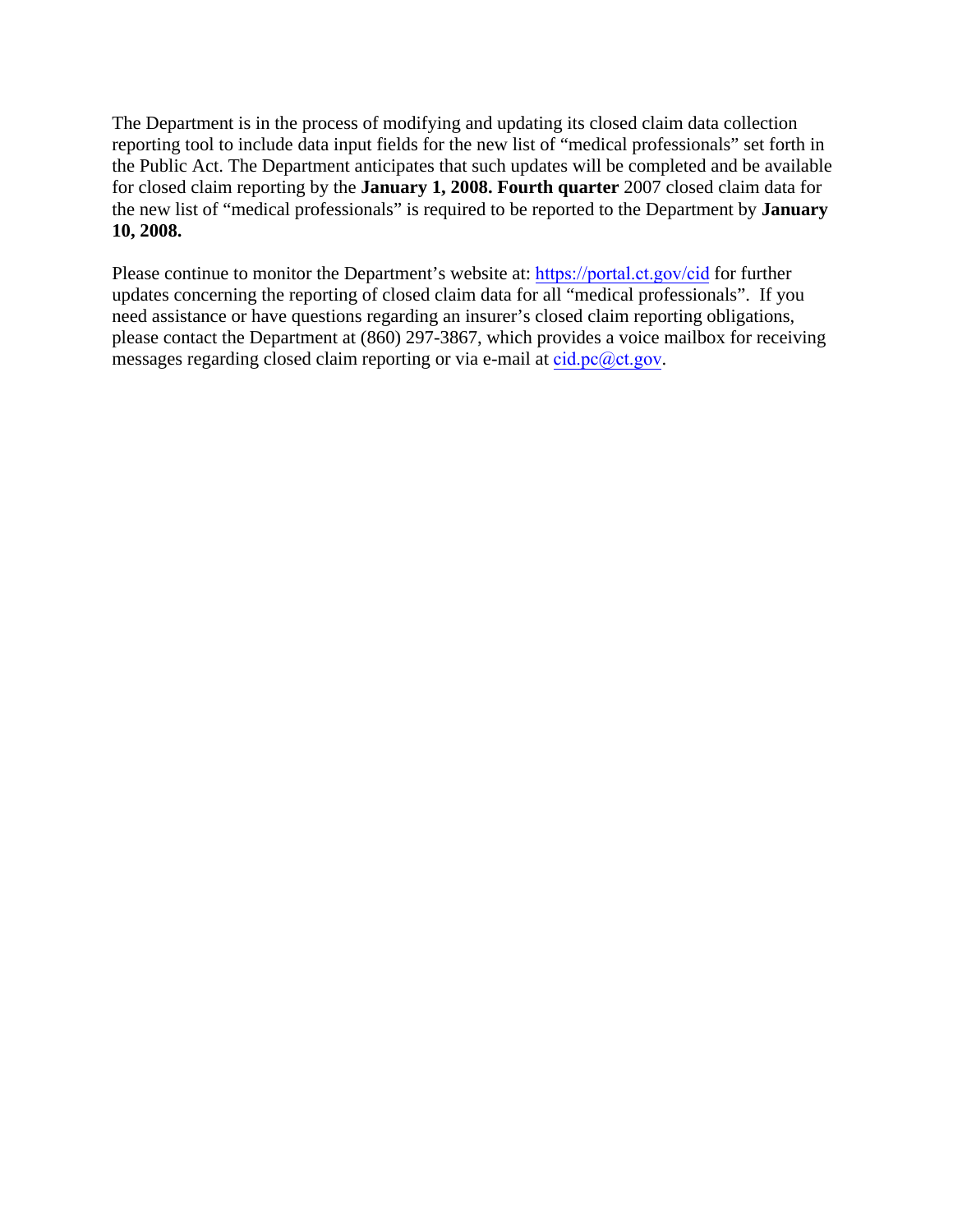The Department is in the process of modifying and updating its closed claim data collection reporting tool to include data input fields for the new list of "medical professionals" set forth in the Public Act. The Department anticipates that such updates will be completed and be available for closed claim reporting by the **January 1, 2008. Fourth quarter** 2007 closed claim data for the new list of "medical professionals" is required to be reported to the Department by **January 10, 2008.**

Please continue to monitor the Department's website at: [https://portal.ct.gov/cid](https://portal.ct.gov/cid) for further updates concerning the reporting of closed claim data for all "medical professionals". If you need assistance or have questions regarding an insurer's closed claim reporting obligations, please contact the Department at (860) 297-3867, which provides a voice mailbox for receiving messages regarding closed claim reporting or via e-mail at [cid.pc@ct.gov](mailto:cid.pc@ct.gov).